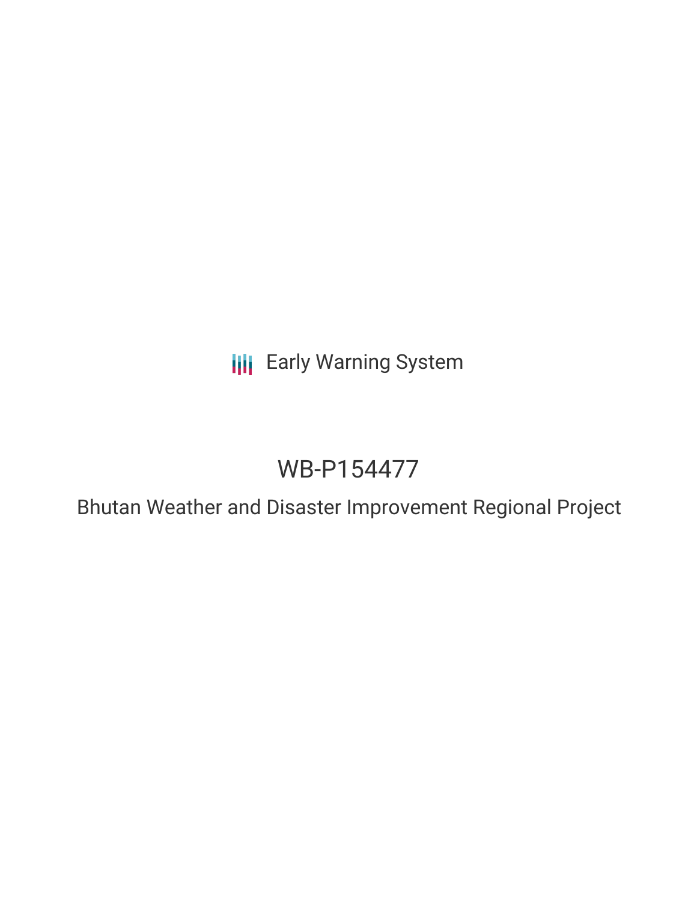Early Warning System

# WB-P154477

## Bhutan Weather and Disaster Improvement Regional Project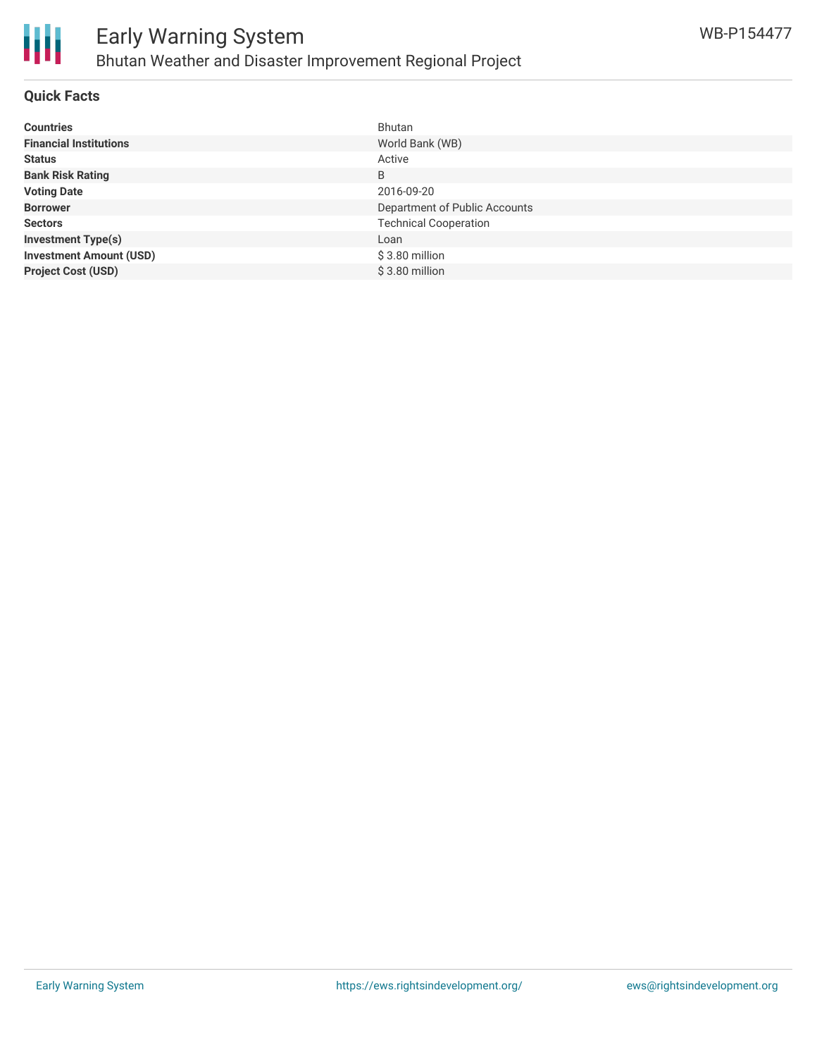# Early Warning System

## Bhutan Weather and Disaster Improvement Regional Project

WB-P154477

### Quick Facts

| | |
|---|---|
| **Countries** | Bhutan |
| **Financial Institutions** | World Bank (WB) |
| **Status** | Active |
| **Bank Risk Rating** | B |
| **Voting Date** | 2016-09-20 |
| **Borrower** | Department of Public Accounts |
| **Sectors** | Technical Cooperation |
| **Investment Type(s)** | Loan |
| **Investment Amount (USD)** | $ 3.80 million |
| **Project Cost (USD)** | $ 3.80 million |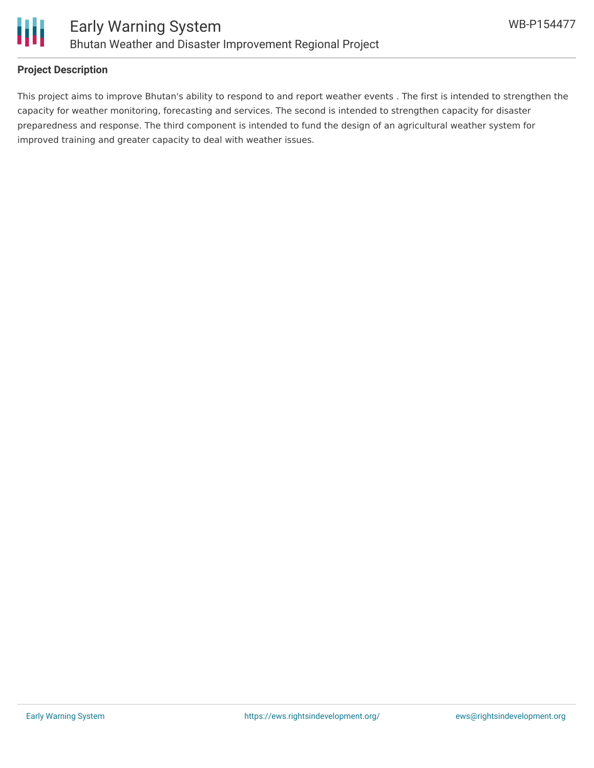## Project Description

This project aims to improve Bhutan's ability to respond to and report weather events . The first is intended to strengthen the capacity for weather monitoring, forecasting and services. The second is intended to strengthen capacity for disaster preparedness and response. The third component is intended to fund the design of an agricultural weather system for improved training and greater capacity to deal with weather issues.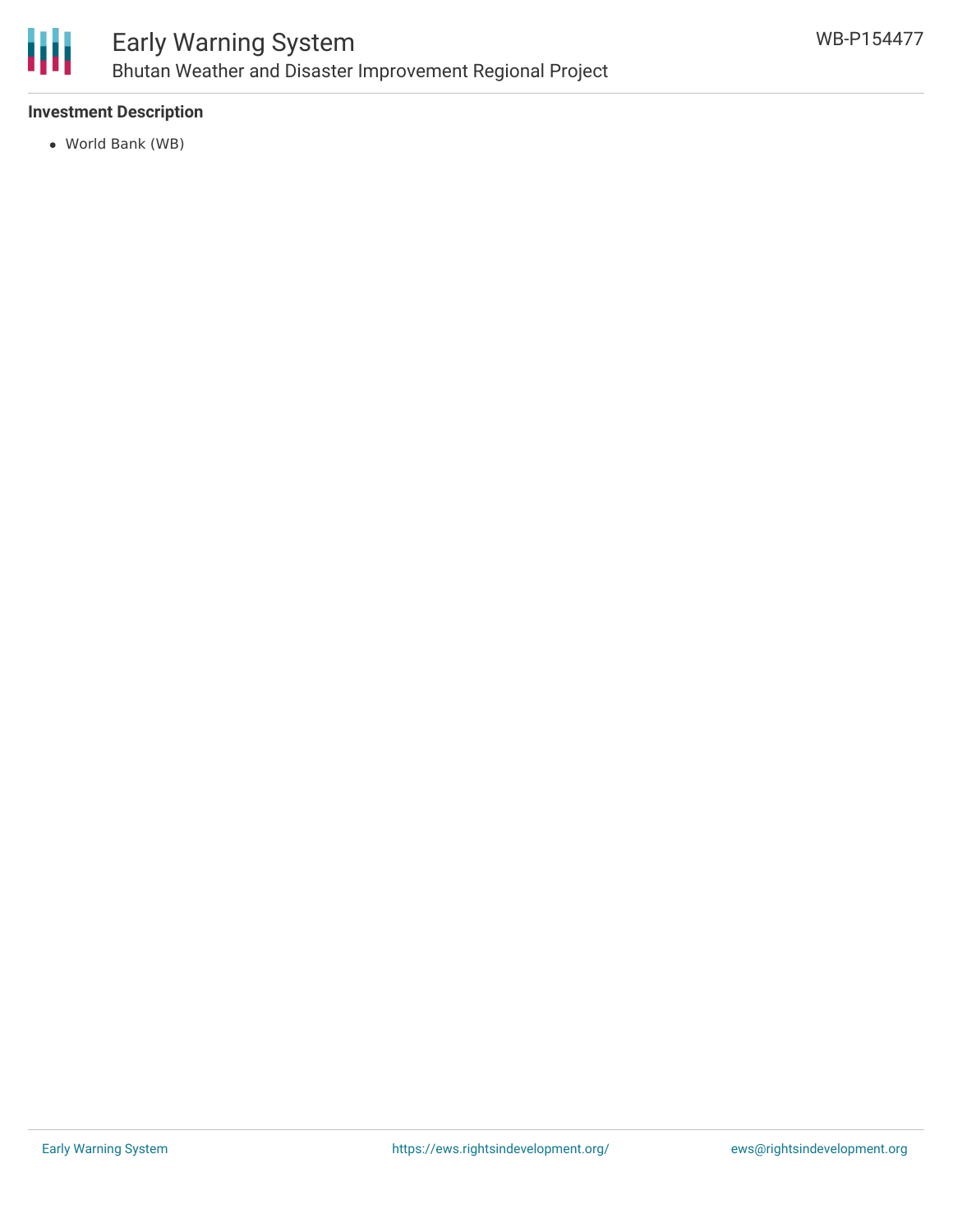### Investment Description

- World Bank (WB)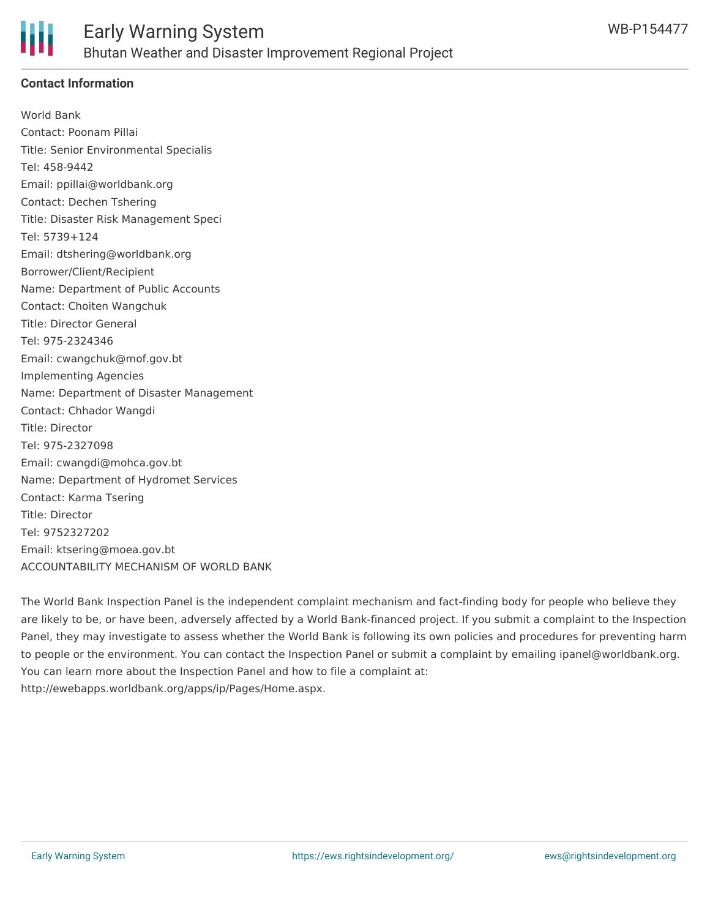## Contact Information

World Bank
Contact: Poonam Pillai
Title: Senior Environmental Specialis
Tel: 458-9442
Email: ppillai@worldbank.org
Contact: Dechen Tshering
Title: Disaster Risk Management Speci
Tel: 5739+124
Email: dtshering@worldbank.org
Borrower/Client/Recipient
Name: Department of Public Accounts
Contact: Choiten Wangchuk
Title: Director General
Tel: 975-2324346
Email: cwangchuk@mof.gov.bt
Implementing Agencies
Name: Department of Disaster Management
Contact: Chhador Wangdi
Title: Director
Tel: 975-2327098
Email: cwangdi@mohca.gov.bt
Name: Department of Hydromet Services
Contact: Karma Tsering
Title: Director
Tel: 9752327202
Email: ktsering@moea.gov.bt
ACCOUNTABILITY MECHANISM OF WORLD BANK

The World Bank Inspection Panel is the independent complaint mechanism and fact-finding body for people who believe they are likely to be, or have been, adversely affected by a World Bank-financed project. If you submit a complaint to the Inspection Panel, they may investigate to assess whether the World Bank is following its own policies and procedures for preventing harm to people or the environment. You can contact the Inspection Panel or submit a complaint by emailing ipanel@worldbank.org. You can learn more about the Inspection Panel and how to file a complaint at: http://ewebapps.worldbank.org/apps/ip/Pages/Home.aspx.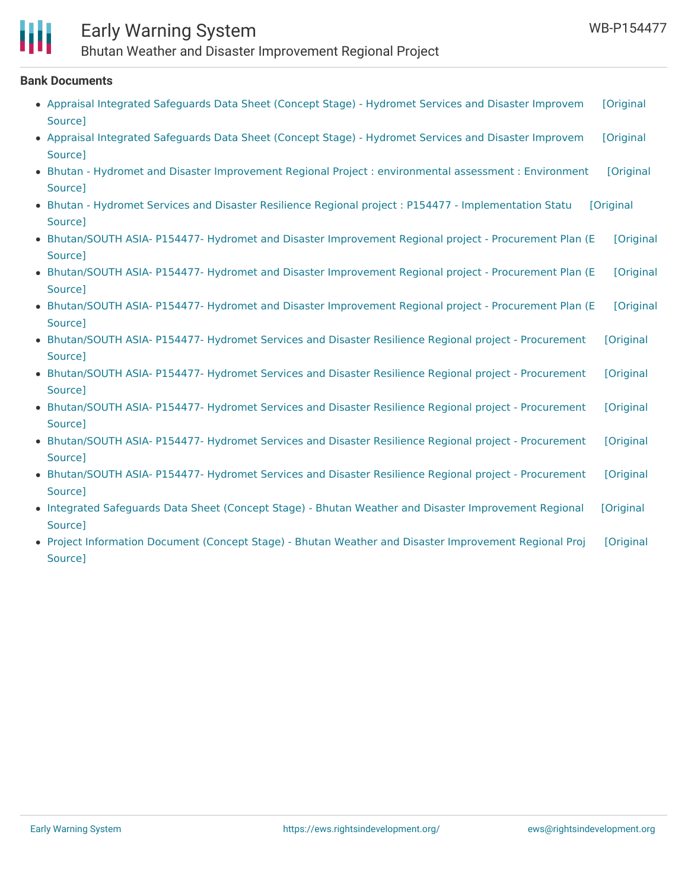## Bank Documents

- Appraisal Integrated Safeguards Data Sheet (Concept Stage) - Hydromet Services and Disaster Improvem [Original Source]
- Appraisal Integrated Safeguards Data Sheet (Concept Stage) - Hydromet Services and Disaster Improvem [Original Source]
- Bhutan - Hydromet and Disaster Improvement Regional Project : environmental assessment : Environment [Original Source]
- Bhutan - Hydromet Services and Disaster Resilience Regional project : P154477 - Implementation Statu [Original Source]
- Bhutan/SOUTH ASIA- P154477- Hydromet and Disaster Improvement Regional project - Procurement Plan (E [Original Source]
- Bhutan/SOUTH ASIA- P154477- Hydromet and Disaster Improvement Regional project - Procurement Plan (E [Original Source]
- Bhutan/SOUTH ASIA- P154477- Hydromet and Disaster Improvement Regional project - Procurement Plan (E [Original Source]
- Bhutan/SOUTH ASIA- P154477- Hydromet Services and Disaster Resilience Regional project - Procurement [Original Source]
- Bhutan/SOUTH ASIA- P154477- Hydromet Services and Disaster Resilience Regional project - Procurement [Original Source]
- Bhutan/SOUTH ASIA- P154477- Hydromet Services and Disaster Resilience Regional project - Procurement [Original Source]
- Bhutan/SOUTH ASIA- P154477- Hydromet Services and Disaster Resilience Regional project - Procurement [Original Source]
- Bhutan/SOUTH ASIA- P154477- Hydromet Services and Disaster Resilience Regional project - Procurement [Original Source]
- Integrated Safeguards Data Sheet (Concept Stage) - Bhutan Weather and Disaster Improvement Regional [Original Source]
- Project Information Document (Concept Stage) - Bhutan Weather and Disaster Improvement Regional Proj [Original Source]